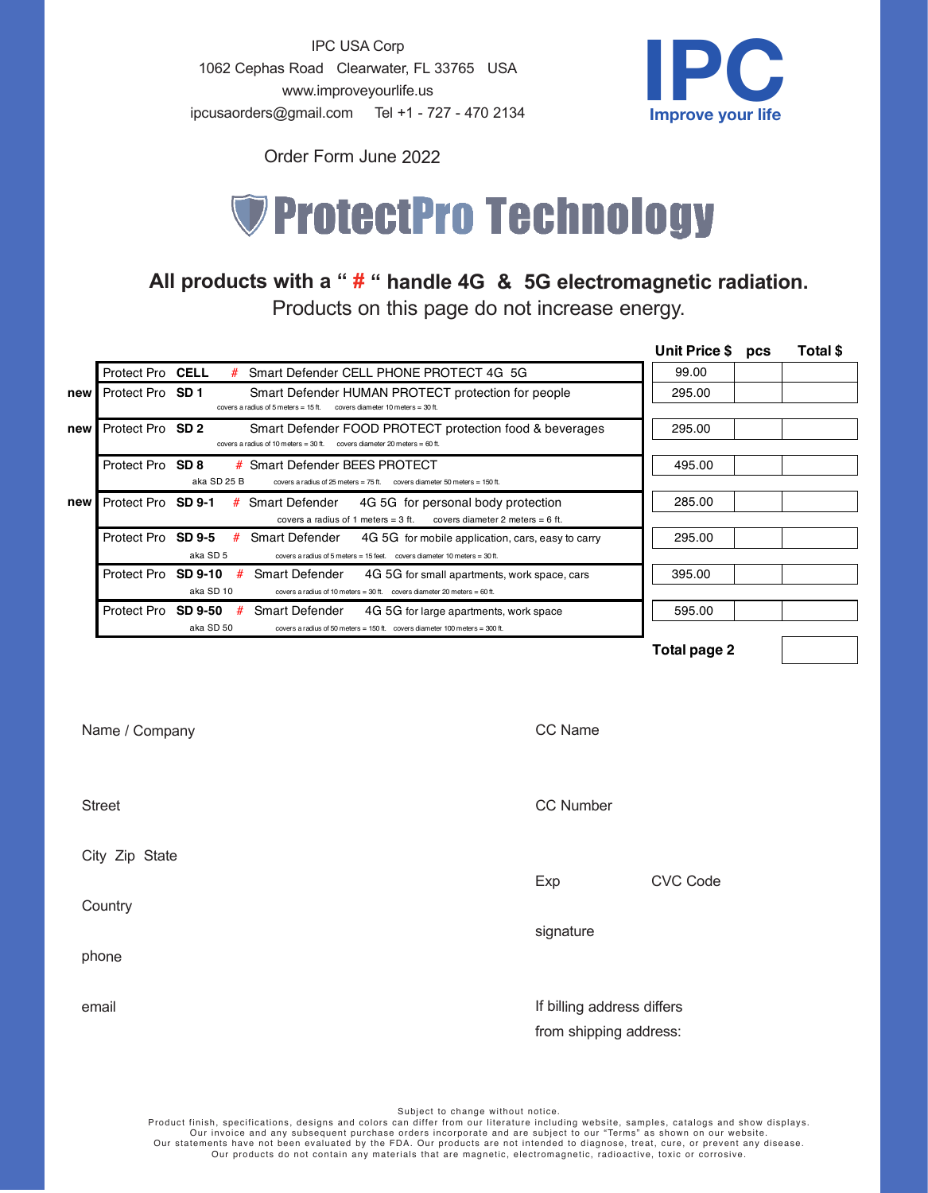IPC USA Corp
1062 Cephas Road   Clearwater, FL 33765   USA
www.improveyourlife.us
ipcusaorders@gmail.com     Tel +1 - 727 - 470 2134

**IPC**
**Improve your life**

Order Form June 2022

# ProtectPro Technology

**All products with a " # " handle 4G & 5G electromagnetic radiation.**
Products on this page do not increase energy.

| | Product | Unit Price $ | pcs | Total $ |
|---|---|---|---|---|
| | Protect Pro **CELL** # Smart Defender CELL PHONE PROTECT 4G 5G | 99.00 | | |
| **new** | Protect Pro **SD 1** Smart Defender HUMAN PROTECT protection for people — covers a radius of 5 meters = 15 ft. covers diameter 10 meters = 30 ft. | 295.00 | | |
| **new** | Protect Pro **SD 2** Smart Defender FOOD PROTECT protection food & beverages — covers a radius of 10 meters = 30 ft. covers diameter 20 meters = 60 ft. | 295.00 | | |
| | Protect Pro **SD 8** # Smart Defender BEES PROTECT — aka SD 25 B — covers a radius of 25 meters = 75 ft. covers diameter 50 meters = 150 ft. | 495.00 | | |
| **new** | Protect Pro **SD 9-1** # Smart Defender 4G 5G for personal body protection — covers a radius of 1 meters = 3 ft. covers diameter 2 meters = 6 ft. | 285.00 | | |
| | Protect Pro **SD 9-5** # Smart Defender 4G 5G for mobile application, cars, easy to carry — aka SD 5 — covers a radius of 5 meters = 15 feet. covers diameter 10 meters = 30 ft. | 295.00 | | |
| | Protect Pro **SD 9-10** # Smart Defender 4G 5G for small apartments, work space, cars — aka SD 10 — covers a radius of 10 meters = 30 ft. covers diameter 20 meters = 60 ft. | 395.00 | | |
| | Protect Pro **SD 9-50** # Smart Defender 4G 5G for large apartments, work space — aka SD 50 — covers a radius of 50 meters = 150 ft. covers diameter 100 meters = 300 ft. | 595.00 | | |
| | **Total page 2** | | | |

Name / Company

Street

City Zip State

Country

phone

email

CC Name

CC Number

Exp          CVC Code

signature

If billing address differs
from shipping address:

Subject to change without notice.
Product finish, specifications, designs and colors can differ from our literature including website, samples, catalogs and show displays.
Our invoice and any subsequent purchase orders incorporate and are subject to our "Terms" as shown on our website.
Our statements have not been evaluated by the FDA. Our products are not intended to diagnose, treat, cure, or prevent any disease.
Our products do not contain any materials that are magnetic, electromagnetic, radioactive, toxic or corrosive.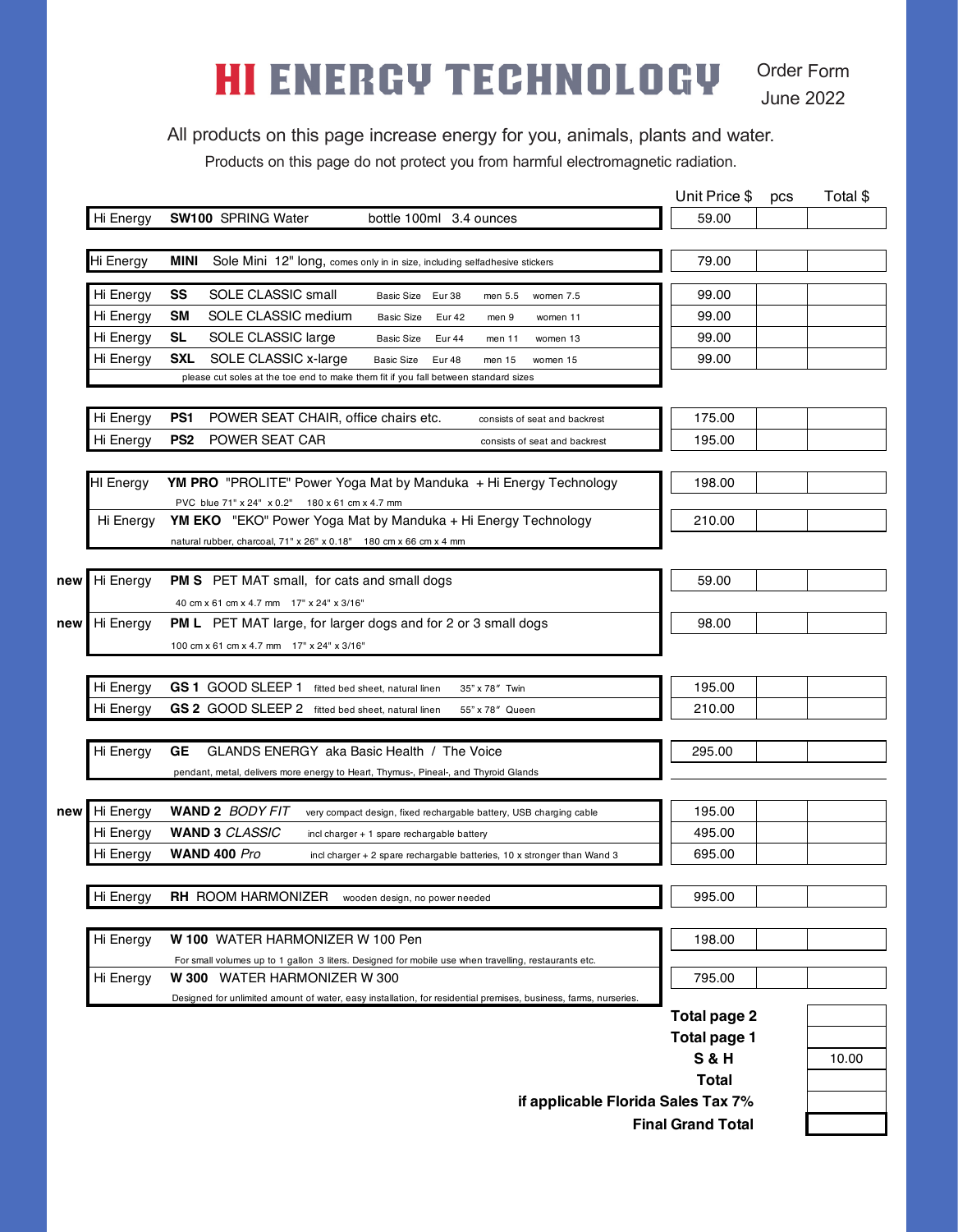# HI ENERGY TECHNOLOGY

Order Form
June 2022

All products on this page increase energy for you, animals, plants and water.

Products on this page do not protect you from harmful electromagnetic radiation.

| | | Product | Unit Price $ | pcs | Total $ |
|---|---|---|---|---|---|
| | Hi Energy | **SW100** SPRING Water bottle 100ml 3.4 ounces | 59.00 | | |
| | Hi Energy | **MINI** Sole Mini 12" long, comes only in in size, including selfadhesive stickers | 79.00 | | |
| | Hi Energy | **SS** SOLE CLASSIC small Basic Size Eur 38 men 5.5 women 7.5 | 99.00 | | |
| | Hi Energy | **SM** SOLE CLASSIC medium Basic Size Eur 42 men 9 women 11 | 99.00 | | |
| | Hi Energy | **SL** SOLE CLASSIC large Basic Size Eur 44 men 11 women 13 | 99.00 | | |
| | Hi Energy | **SXL** SOLE CLASSIC x-large Basic Size Eur 48 men 15 women 15 | 99.00 | | |
| | | please cut soles at the toe end to make them fit if you fall between standard sizes | | | |
| | Hi Energy | **PS1** POWER SEAT CHAIR, office chairs etc. consists of seat and backrest | 175.00 | | |
| | Hi Energy | **PS2** POWER SEAT CAR consists of seat and backrest | 195.00 | | |
| | HI Energy | **YM PRO** "PROLITE" Power Yoga Mat by Manduka + Hi Energy Technology<br>PVC blue 71" x 24" x 0.2" 180 x 61 cm x 4.7 mm | 198.00 | | |
| | Hi Energy | **YM EKO** "EKO" Power Yoga Mat by Manduka + Hi Energy Technology<br>natural rubber, charcoal, 71" x 26" x 0.18" 180 cm x 66 cm x 4 mm | 210.00 | | |
| **new** | Hi Energy | **PM S** PET MAT small, for cats and small dogs<br>40 cm x 61 cm x 4.7 mm 17" x 24" x 3/16" | 59.00 | | |
| **new** | Hi Energy | **PM L** PET MAT large, for larger dogs and for 2 or 3 small dogs<br>100 cm x 61 cm x 4.7 mm 17" x 24" x 3/16" | 98.00 | | |
| | Hi Energy | **GS 1** GOOD SLEEP 1 fitted bed sheet, natural linen 35" x 78" Twin | 195.00 | | |
| | Hi Energy | **GS 2** GOOD SLEEP 2 fitted bed sheet, natural linen 55" x 78" Queen | 210.00 | | |
| | Hi Energy | **GE** GLANDS ENERGY aka Basic Health / The Voice<br>pendant, metal, delivers more energy to Heart, Thymus-, Pineal-, and Thyroid Glands | 295.00 | | |
| **new** | Hi Energy | **WAND 2** *BODY FIT* very compact design, fixed rechargable battery, USB charging cable | 195.00 | | |
| | Hi Energy | **WAND 3** *CLASSIC* incl charger + 1 spare rechargable battery | 495.00 | | |
| | Hi Energy | **WAND 400** *Pro* incl charger + 2 spare rechargable batteries, 10 x stronger than Wand 3 | 695.00 | | |
| | Hi Energy | **RH** ROOM HARMONIZER wooden design, no power needed | 995.00 | | |
| | Hi Energy | **W 100** WATER HARMONIZER W 100 Pen<br>For small volumes up to 1 gallon 3 liters. Designed for mobile use when travelling, restaurants etc. | 198.00 | | |
| | Hi Energy | **W 300** WATER HARMONIZER W 300<br>Designed for unlimited amount of water, easy installation, for residential premises, business, farms, nurseries. | 795.00 | | |

| | |
|---|---|
| **Total page 2** | |
| **Total page 1** | |
| **S & H** | 10.00 |
| **Total** | |
| **if applicable Florida Sales Tax 7%** | |
| **Final Grand Total** | |